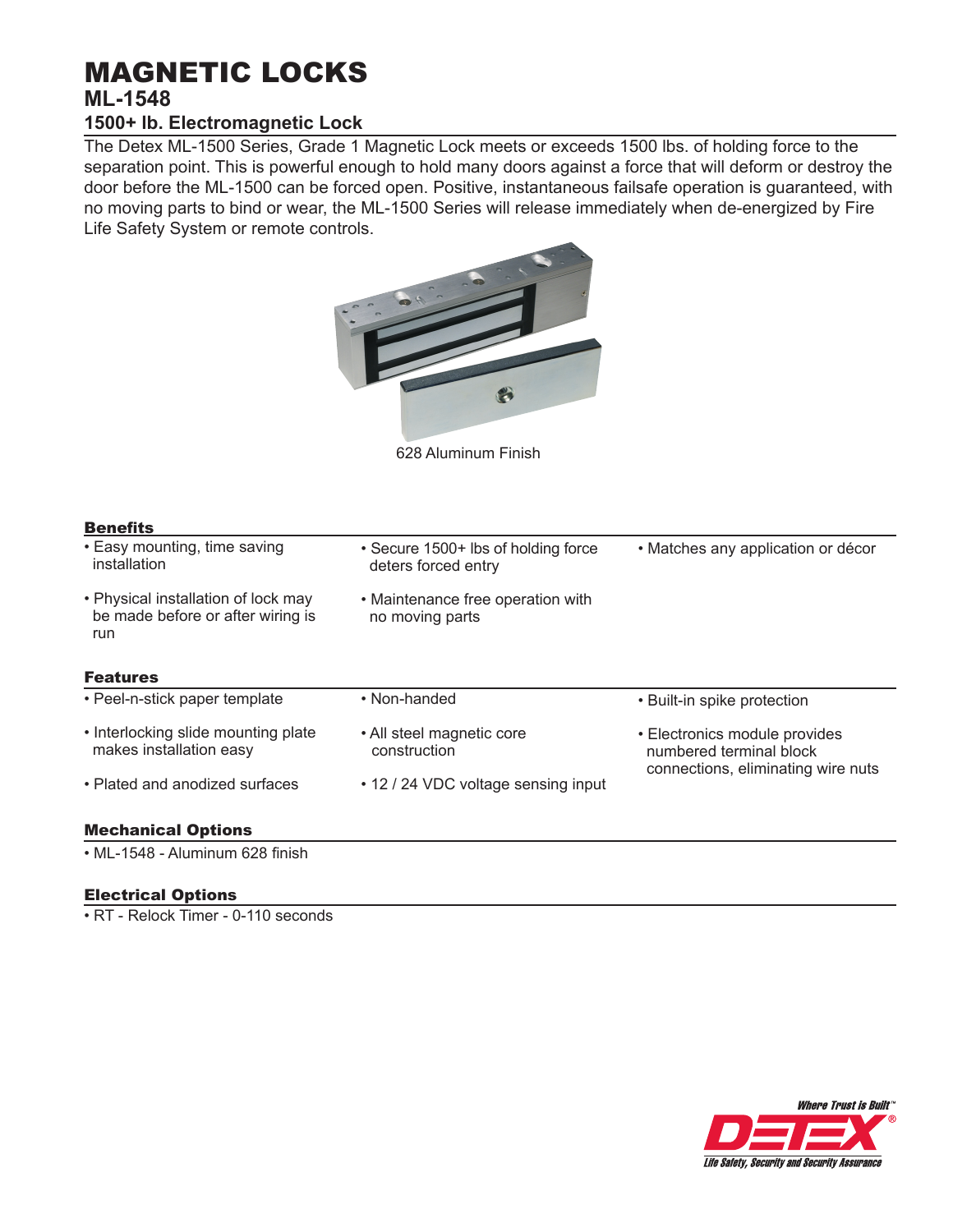# MAGNETIC LOCKS

## ML-1548

### 1500+ lb. Electromagnetic Lock

The Detex ML-1500 Series, Grade 1 Magnetic Lock meets or exceeds 1500 lbs. of holding force to the separation point. This is powerful enough to hold many doors against a force that will deform or destroy the door before the ML-1500 can be forced open. Positive, instantaneous failsafe operation is guaranteed, with no moving parts to bind or wear, the ML-1500 Series will release immediately when de-energized by Fire Life Safety System or remote controls.

628 Aluminum Finish

### Benefits

- Easy mounting, time saving installation
- Physical installation of lock may be made before or after wiring is run
- Secure 1500+ lbs of holding force deters forced entry
- Maintenance free operation with no moving parts
- Matches any application or décor

### Features

- Peel-n-stick paper template
- Interlocking slide mounting plate makes installation easy
- Plated and anodized surfaces
- Non-handed
- All steel magnetic core construction
- 12 / 24 VDC voltage sensing input
- Built-in spike protection
- Electronics module provides numbered terminal block connections, eliminating wire nuts

### Mechanical Options

- ML-1548 - Aluminum 628 finish

### Electrical Options

- RT - Relock Timer - 0-110 seconds

*Where Trust is Built™*

DETEX®

*Life Safety, Security and Security Assurance*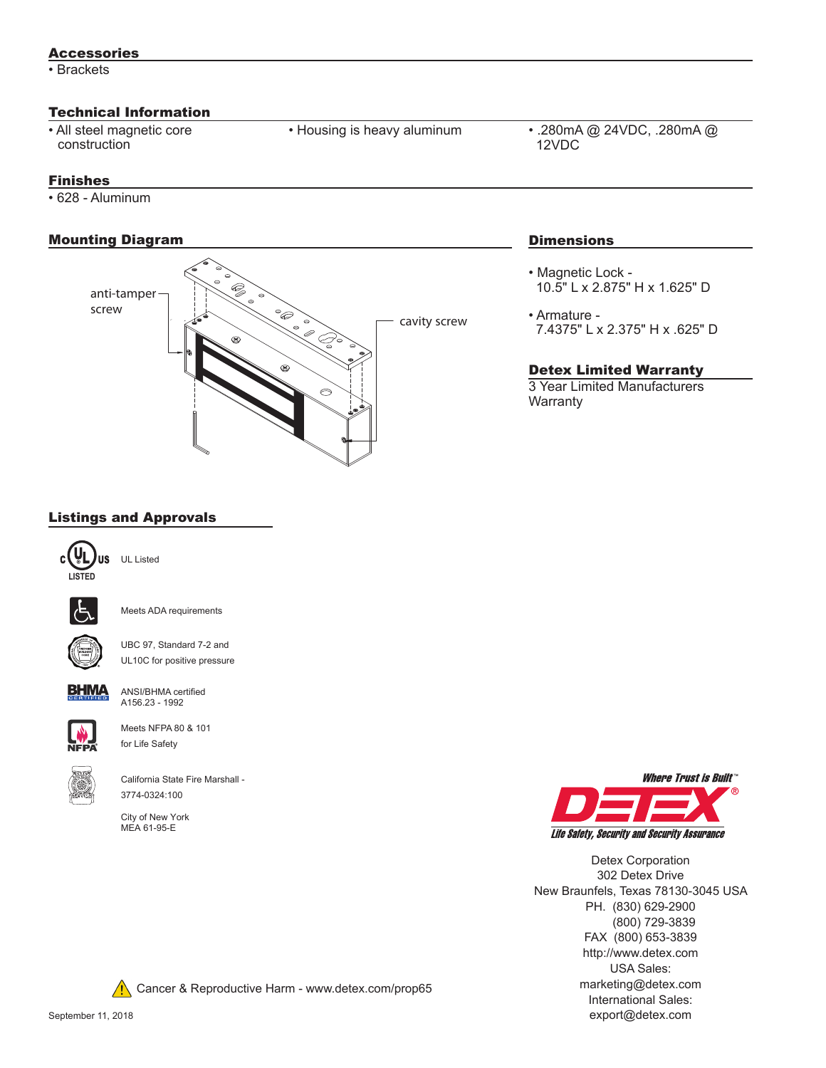## Accessories

- Brackets

## Technical Information

- All steel magnetic core construction
- Housing is heavy aluminum
- .280mA @ 24VDC, .280mA @ 12VDC

## Finishes

- 628 - Aluminum

## Mounting Diagram

anti-tamper screw

cavity screw

## Dimensions

- Magnetic Lock - 10.5" L x 2.875" H x 1.625" D
- Armature - 7.4375" L x 2.375" H x .625" D

## Detex Limited Warranty

3 Year Limited Manufacturers Warranty

## Listings and Approvals

UL Listed

Meets ADA requirements

UBC 97, Standard 7-2 and UL10C for positive pressure

ANSI/BHMA certified A156.23 - 1992

Meets NFPA 80 & 101 for Life Safety

California State Fire Marshall - 3774-0324:100

City of New York MEA 61-95-E

Where Trust is Built™

DETEX®

Life Safety, Security and Security Assurance

Detex Corporation
302 Detex Drive
New Braunfels, Texas 78130-3045 USA
PH. (830) 629-2900
(800) 729-3839
FAX (800) 653-3839
http://www.detex.com
USA Sales:
marketing@detex.com
International Sales:
export@detex.com

Cancer & Reproductive Harm - www.detex.com/prop65

September 11, 2018